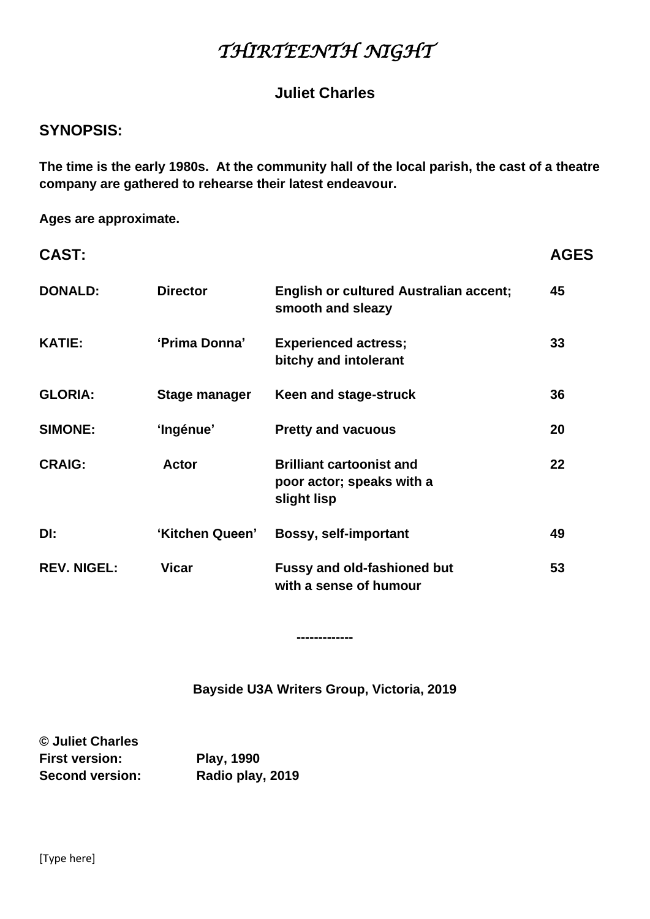# *THIRTEENTH NIGHT*

**Juliet Charles**

## SYNOPSIS:

**The time is the early 1980s. At the community hall of the local parish, the cast of a theatre company are gathered to rehearse their latest endeavour.**

**Ages are approximate.**

| CAST: | | | AGES |
|---|---|---|---|
| DONALD: | Director | English or cultured Australian accent; smooth and sleazy | 45 |
| KATIE: | 'Prima Donna' | Experienced actress; bitchy and intolerant | 33 |
| GLORIA: | Stage manager | Keen and stage-struck | 36 |
| SIMONE: | 'Ingénue' | Pretty and vacuous | 20 |
| CRAIG: | Actor | Brilliant cartoonist and poor actor; speaks with a slight lisp | 22 |
| DI: | 'Kitchen Queen' | Bossy, self-important | 49 |
| REV. NIGEL: | Vicar | Fussy and old-fashioned but with a sense of humour | 53 |

-------------

**Bayside U3A Writers Group, Victoria, 2019**

**© Juliet Charles**
**First version:** **Play, 1990**
**Second version:** **Radio play, 2019**

[Type here]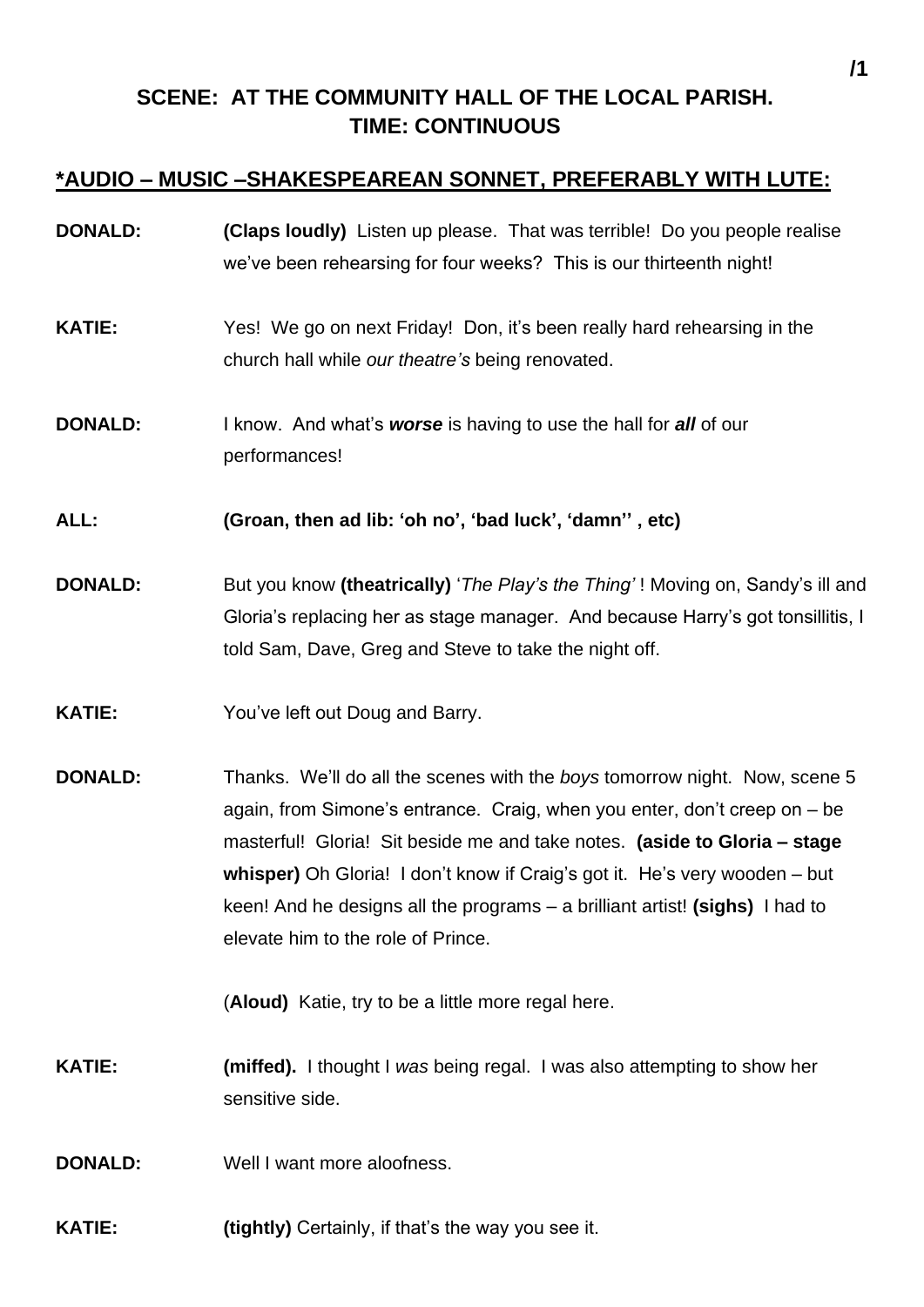**SCENE: AT THE COMMUNITY HALL OF THE LOCAL PARISH.**
**TIME: CONTINUOUS**

**\*AUDIO – MUSIC –SHAKESPEAREAN SONNET, PREFERABLY WITH LUTE:**

**DONALD:** **(Claps loudly)** Listen up please. That was terrible! Do you people realise we've been rehearsing for four weeks? This is our thirteenth night!

**KATIE:** Yes! We go on next Friday! Don, it's been really hard rehearsing in the church hall while *our theatre's* being renovated.

**DONALD:** I know. And what's ***worse*** is having to use the hall for ***all*** of our performances!

**ALL:** **(Groan, then ad lib: 'oh no', 'bad luck', 'damn'' , etc)**

**DONALD:** But you know **(theatrically)** '*The Play's the Thing'* ! Moving on, Sandy's ill and Gloria's replacing her as stage manager. And because Harry's got tonsillitis, I told Sam, Dave, Greg and Steve to take the night off.

**KATIE:** You've left out Doug and Barry.

**DONALD:** Thanks. We'll do all the scenes with the *boys* tomorrow night. Now, scene 5 again, from Simone's entrance. Craig, when you enter, don't creep on – be masterful! Gloria! Sit beside me and take notes. **(aside to Gloria – stage whisper)** Oh Gloria! I don't know if Craig's got it. He's very wooden – but keen! And he designs all the programs – a brilliant artist! **(sighs)** I had to elevate him to the role of Prince.

(**Aloud)** Katie, try to be a little more regal here.

**KATIE:** **(miffed).** I thought I *was* being regal. I was also attempting to show her sensitive side.

**DONALD:** Well I want more aloofness.

**KATIE:** **(tightly)** Certainly, if that's the way you see it.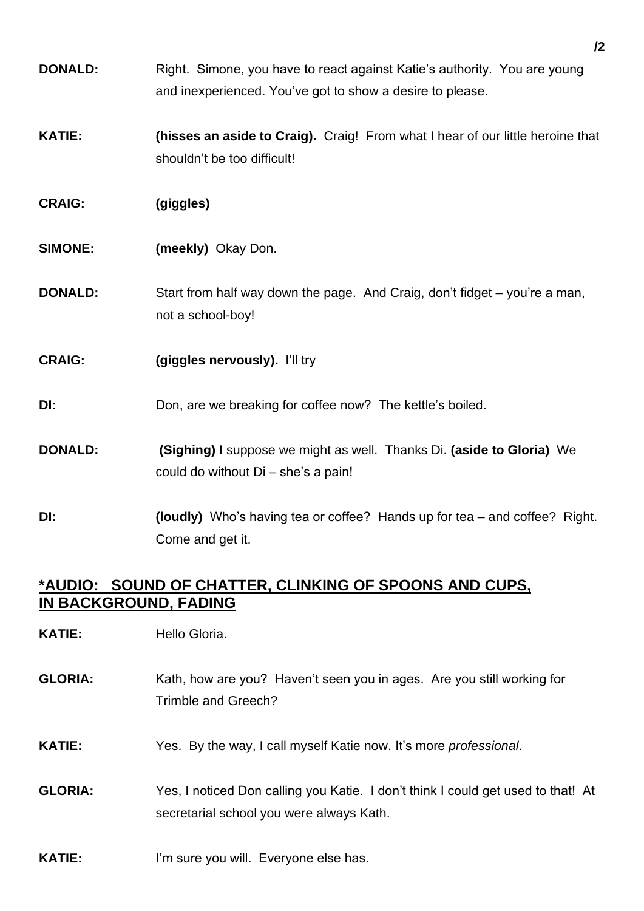**DONALD:** Right. Simone, you have to react against Katie's authority. You are young and inexperienced. You've got to show a desire to please.

**KATIE:** **(hisses an aside to Craig).** Craig! From what I hear of our little heroine that shouldn't be too difficult!

**CRAIG:** **(giggles)**

**SIMONE:** **(meekly)** Okay Don.

**DONALD:** Start from half way down the page. And Craig, don't fidget – you're a man, not a school-boy!

**CRAIG:** **(giggles nervously).** I'll try

**DI:** Don, are we breaking for coffee now? The kettle's boiled.

**DONALD:** **(Sighing)** I suppose we might as well. Thanks Di. **(aside to Gloria)** We could do without Di – she's a pain!

**DI:** **(loudly)** Who's having tea or coffee? Hands up for tea – and coffee? Right. Come and get it.

**<u>*AUDIO: SOUND OF CHATTER, CLINKING OF SPOONS AND CUPS, IN BACKGROUND, FADING</u>**

**KATIE:** Hello Gloria.

**GLORIA:** Kath, how are you? Haven't seen you in ages. Are you still working for Trimble and Greech?

**KATIE:** Yes. By the way, I call myself Katie now. It's more *professional*.

**GLORIA:** Yes, I noticed Don calling you Katie. I don't think I could get used to that! At secretarial school you were always Kath.

**KATIE:** I'm sure you will. Everyone else has.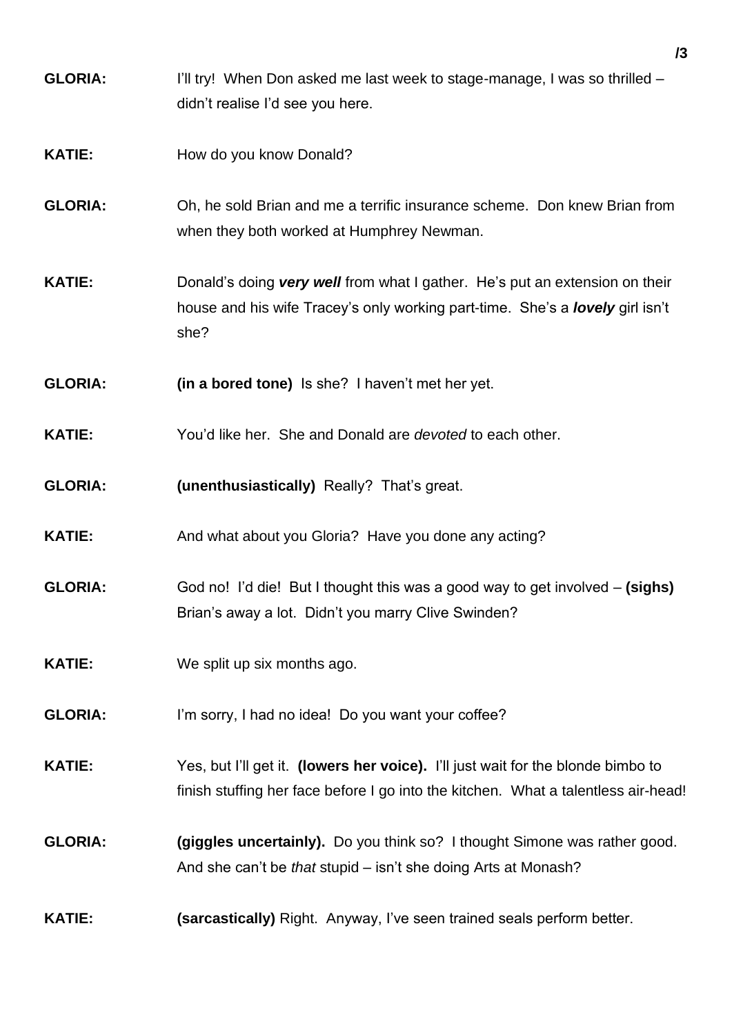**GLORIA:** I'll try! When Don asked me last week to stage-manage, I was so thrilled – didn't realise I'd see you here.

**KATIE:** How do you know Donald?

**GLORIA:** Oh, he sold Brian and me a terrific insurance scheme. Don knew Brian from when they both worked at Humphrey Newman.

**KATIE:** Donald's doing ***very well*** from what I gather. He's put an extension on their house and his wife Tracey's only working part-time. She's a ***lovely*** girl isn't she?

**GLORIA:** **(in a bored tone)** Is she? I haven't met her yet.

**KATIE:** You'd like her. She and Donald are *devoted* to each other.

**GLORIA:** **(unenthusiastically)** Really? That's great.

**KATIE:** And what about you Gloria? Have you done any acting?

**GLORIA:** God no! I'd die! But I thought this was a good way to get involved – **(sighs)** Brian's away a lot. Didn't you marry Clive Swinden?

**KATIE:** We split up six months ago.

**GLORIA:** I'm sorry, I had no idea! Do you want your coffee?

**KATIE:** Yes, but I'll get it. **(lowers her voice).** I'll just wait for the blonde bimbo to finish stuffing her face before I go into the kitchen. What a talentless air-head!

**GLORIA:** **(giggles uncertainly).** Do you think so? I thought Simone was rather good. And she can't be *that* stupid – isn't she doing Arts at Monash?

**KATIE:** **(sarcastically)** Right. Anyway, I've seen trained seals perform better.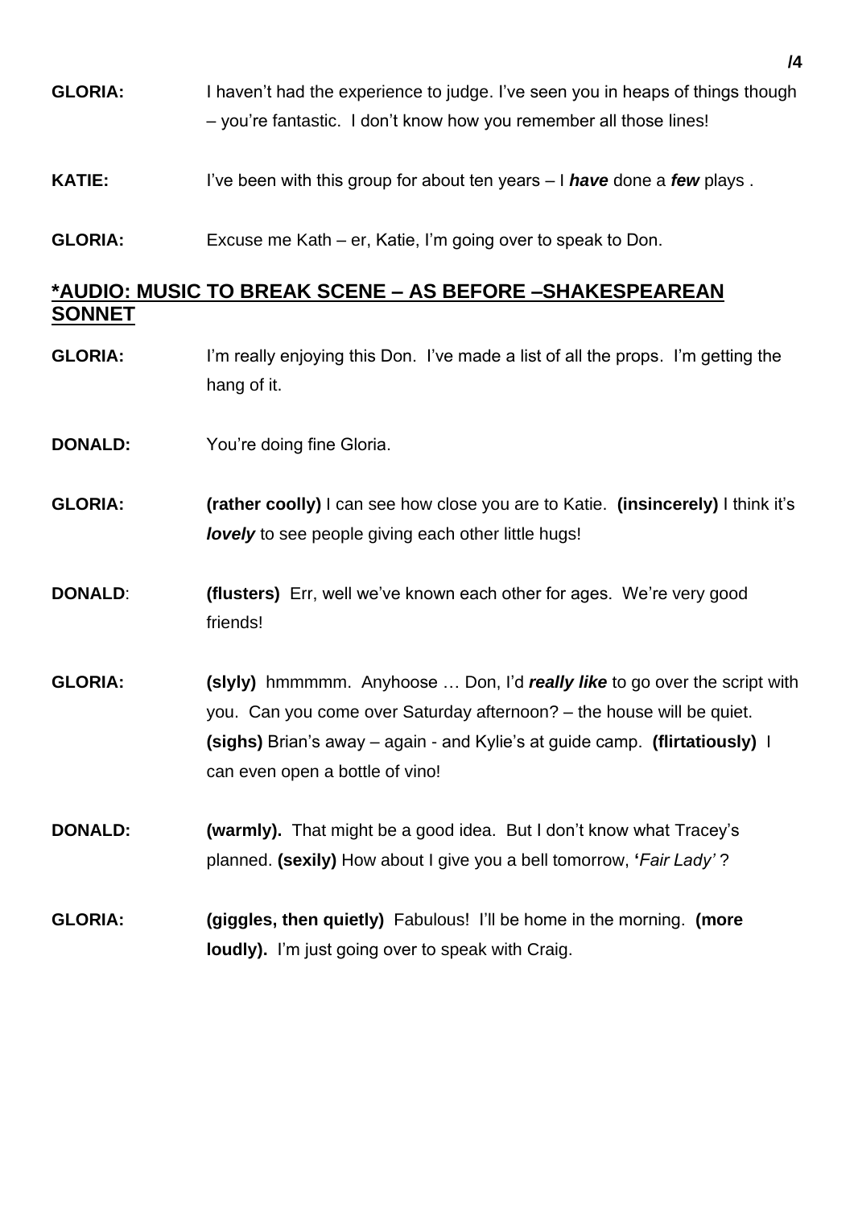**GLORIA:** I haven't had the experience to judge. I've seen you in heaps of things though – you're fantastic. I don't know how you remember all those lines!

**KATIE:** I've been with this group for about ten years – I ***have*** done a ***few*** plays .

**GLORIA:** Excuse me Kath – er, Katie, I'm going over to speak to Don.

## *AUDIO: MUSIC TO BREAK SCENE – AS BEFORE –SHAKESPEAREAN SONNET

**GLORIA:** I'm really enjoying this Don. I've made a list of all the props. I'm getting the hang of it.

**DONALD:** You're doing fine Gloria.

**GLORIA:** **(rather coolly)** I can see how close you are to Katie. **(insincerely)** I think it's ***lovely*** to see people giving each other little hugs!

**DONALD**: **(flusters)** Err, well we've known each other for ages. We're very good friends!

**GLORIA:** **(slyly)** hmmmmm. Anyhoose … Don, I'd ***really like*** to go over the script with you. Can you come over Saturday afternoon? – the house will be quiet. **(sighs)** Brian's away – again - and Kylie's at guide camp. **(flirtatiously)** I can even open a bottle of vino!

**DONALD:** **(warmly).** That might be a good idea. But I don't know what Tracey's planned. **(sexily)** How about I give you a bell tomorrow, **'***Fair Lady'* ?

**GLORIA:** **(giggles, then quietly)** Fabulous! I'll be home in the morning. **(more loudly).** I'm just going over to speak with Craig.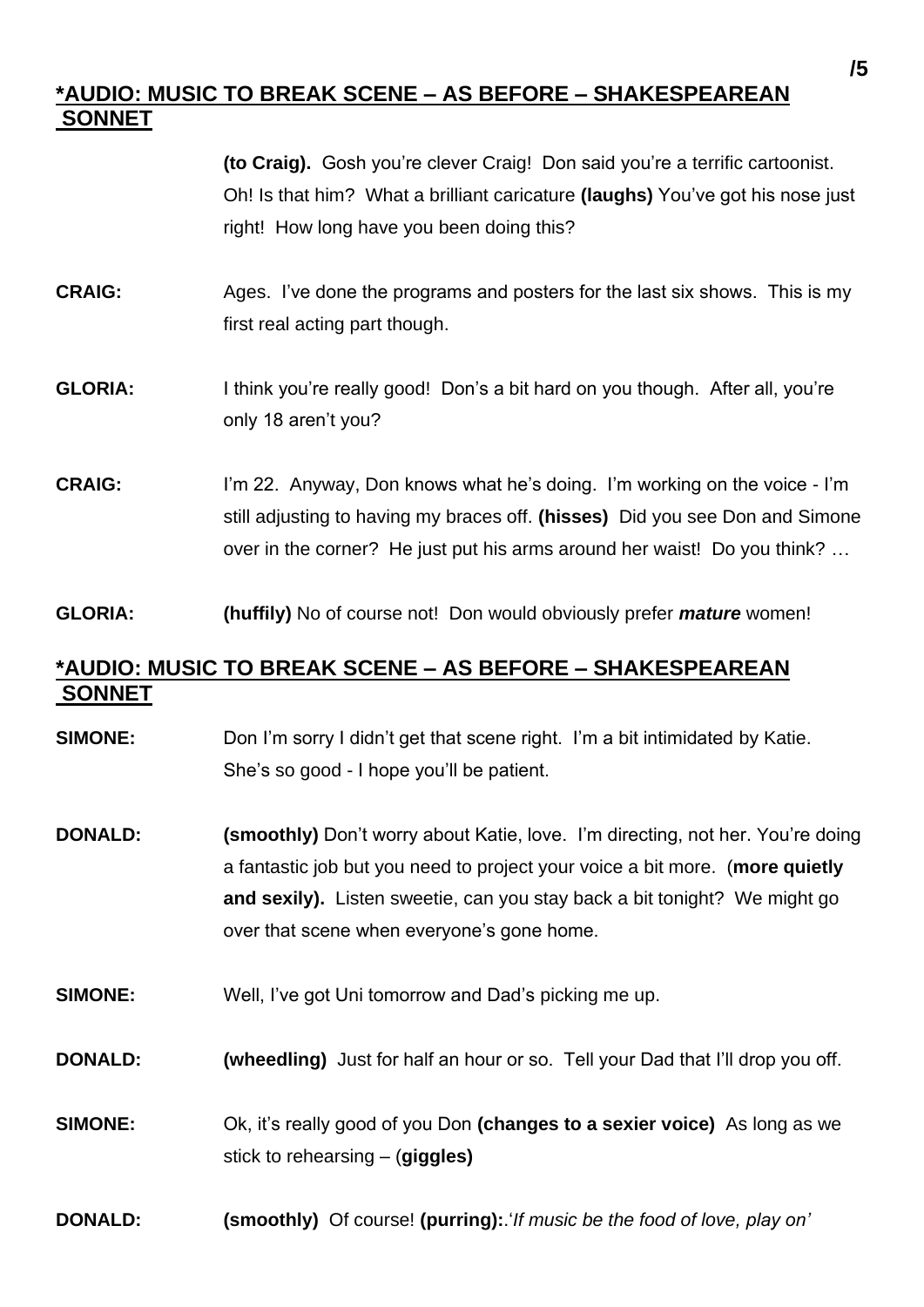**\*AUDIO: MUSIC TO BREAK SCENE – AS BEFORE – SHAKESPEAREAN SONNET**

**(to Craig).** Gosh you're clever Craig! Don said you're a terrific cartoonist. Oh! Is that him? What a brilliant caricature **(laughs)** You've got his nose just right! How long have you been doing this?

**CRAIG:** Ages. I've done the programs and posters for the last six shows. This is my first real acting part though.

**GLORIA:** I think you're really good! Don's a bit hard on you though. After all, you're only 18 aren't you?

**CRAIG:** I'm 22. Anyway, Don knows what he's doing. I'm working on the voice - I'm still adjusting to having my braces off. **(hisses)** Did you see Don and Simone over in the corner? He just put his arms around her waist! Do you think? …

**GLORIA:** **(huffily)** No of course not! Don would obviously prefer ***mature*** women!

**\*AUDIO: MUSIC TO BREAK SCENE – AS BEFORE – SHAKESPEAREAN SONNET**

**SIMONE:** Don I'm sorry I didn't get that scene right. I'm a bit intimidated by Katie. She's so good - I hope you'll be patient.

**DONALD:** **(smoothly)** Don't worry about Katie, love. I'm directing, not her. You're doing a fantastic job but you need to project your voice a bit more. (**more quietly and sexily).** Listen sweetie, can you stay back a bit tonight? We might go over that scene when everyone's gone home.

**SIMONE:** Well, I've got Uni tomorrow and Dad's picking me up.

**DONALD:** **(wheedling)** Just for half an hour or so. Tell your Dad that I'll drop you off.

**SIMONE:** Ok, it's really good of you Don **(changes to a sexier voice)** As long as we stick to rehearsing – (**giggles)**

**DONALD:** **(smoothly)** Of course! **(purring):**.'*If music be the food of love, play on'*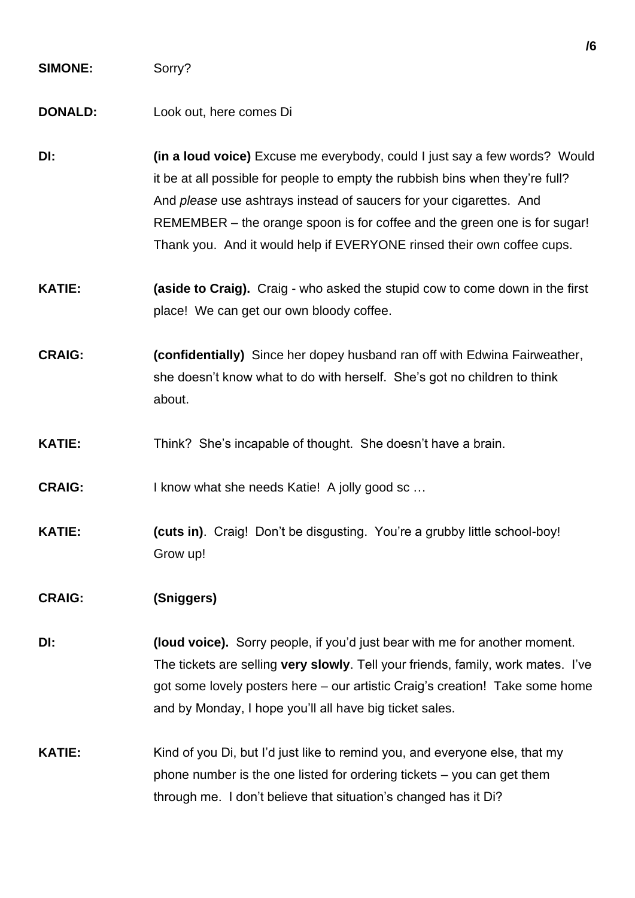**SIMONE:** Sorry?

**DONALD:** Look out, here comes Di

**DI:** **(in a loud voice)** Excuse me everybody, could I just say a few words? Would it be at all possible for people to empty the rubbish bins when they're full? And *please* use ashtrays instead of saucers for your cigarettes. And REMEMBER – the orange spoon is for coffee and the green one is for sugar! Thank you. And it would help if EVERYONE rinsed their own coffee cups.

**KATIE:** **(aside to Craig).** Craig - who asked the stupid cow to come down in the first place! We can get our own bloody coffee.

**CRAIG:** **(confidentially)** Since her dopey husband ran off with Edwina Fairweather, she doesn't know what to do with herself. She's got no children to think about.

**KATIE:** Think? She's incapable of thought. She doesn't have a brain.

**CRAIG:** I know what she needs Katie! A jolly good sc …

**KATIE:** **(cuts in)**. Craig! Don't be disgusting. You're a grubby little school-boy! Grow up!

**CRAIG:** **(Sniggers)**

**DI:** **(loud voice).** Sorry people, if you'd just bear with me for another moment. The tickets are selling **very slowly**. Tell your friends, family, work mates. I've got some lovely posters here – our artistic Craig's creation! Take some home and by Monday, I hope you'll all have big ticket sales.

**KATIE:** Kind of you Di, but I'd just like to remind you, and everyone else, that my phone number is the one listed for ordering tickets – you can get them through me. I don't believe that situation's changed has it Di?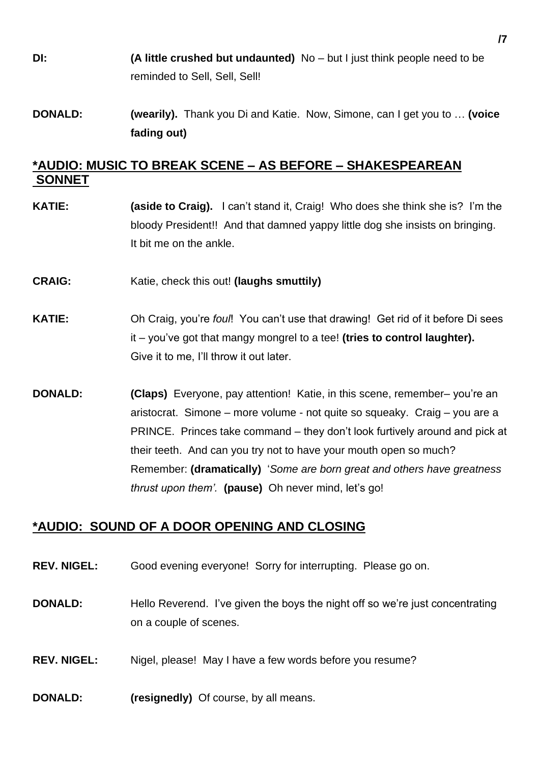**DI:** **(A little crushed but undaunted)** No – but I just think people need to be reminded to Sell, Sell, Sell!

**DONALD:** **(wearily).** Thank you Di and Katie. Now, Simone, can I get you to … **(voice fading out)**

## ***AUDIO: MUSIC TO BREAK SCENE – AS BEFORE – SHAKESPEAREAN SONNET**

**KATIE:** **(aside to Craig).** I can't stand it, Craig! Who does she think she is? I'm the bloody President!! And that damned yappy little dog she insists on bringing. It bit me on the ankle.

**CRAIG:** Katie, check this out! **(laughs smuttily)**

**KATIE:** Oh Craig, you're *foul*! You can't use that drawing! Get rid of it before Di sees it – you've got that mangy mongrel to a tee! **(tries to control laughter).** Give it to me, I'll throw it out later.

**DONALD:** **(Claps)** Everyone, pay attention! Katie, in this scene, remember– you're an aristocrat. Simone – more volume - not quite so squeaky. Craig – you are a PRINCE. Princes take command – they don't look furtively around and pick at their teeth. And can you try not to have your mouth open so much? Remember: **(dramatically)** '*Some are born great and others have greatness thrust upon them'.* **(pause)** Oh never mind, let's go!

## ***AUDIO: SOUND OF A DOOR OPENING AND CLOSING**

**REV. NIGEL:** Good evening everyone! Sorry for interrupting. Please go on.

**DONALD:** Hello Reverend. I've given the boys the night off so we're just concentrating on a couple of scenes.

**REV. NIGEL:** Nigel, please! May I have a few words before you resume?

**DONALD:** **(resignedly)** Of course, by all means.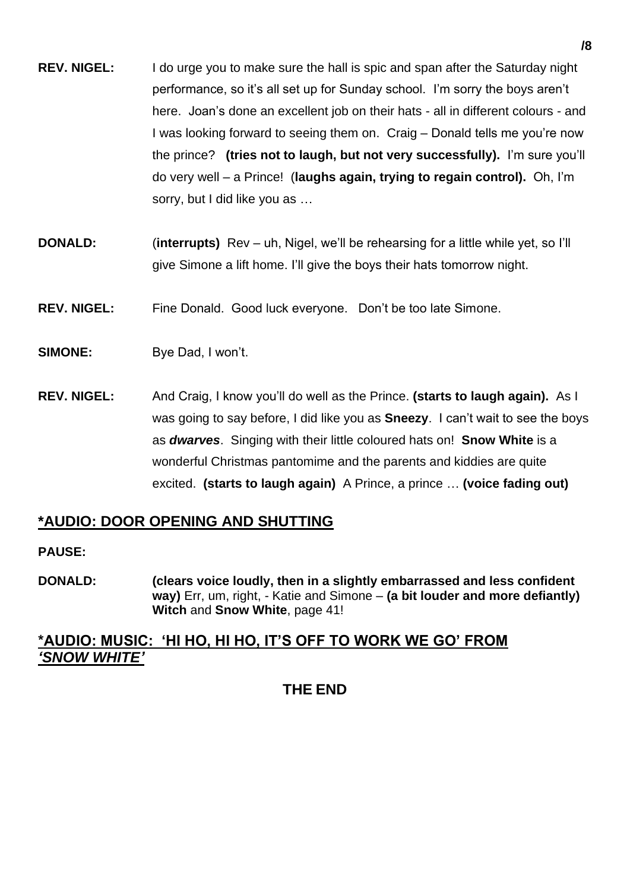**REV. NIGEL:** I do urge you to make sure the hall is spic and span after the Saturday night performance, so it's all set up for Sunday school. I'm sorry the boys aren't here. Joan's done an excellent job on their hats - all in different colours - and I was looking forward to seeing them on. Craig – Donald tells me you're now the prince? **(tries not to laugh, but not very successfully).** I'm sure you'll do very well – a Prince! (**laughs again, trying to regain control).** Oh, I'm sorry, but I did like you as …

**DONALD:** (**interrupts)** Rev – uh, Nigel, we'll be rehearsing for a little while yet, so I'll give Simone a lift home. I'll give the boys their hats tomorrow night.

**REV. NIGEL:** Fine Donald. Good luck everyone. Don't be too late Simone.

**SIMONE:** Bye Dad, I won't.

**REV. NIGEL:** And Craig, I know you'll do well as the Prince. **(starts to laugh again).** As I was going to say before, I did like you as **Sneezy**. I can't wait to see the boys as ***dwarves***. Singing with their little coloured hats on! **Snow White** is a wonderful Christmas pantomime and the parents and kiddies are quite excited. **(starts to laugh again)** A Prince, a prince … **(voice fading out)**

## *AUDIO: DOOR OPENING AND SHUTTING

**PAUSE:**

**DONALD:** **(clears voice loudly, then in a slightly embarrassed and less confident way)** Err, um, right, - Katie and Simone – **(a bit louder and more defiantly) Witch** and **Snow White**, page 41!

## *AUDIO: MUSIC: 'HI HO, HI HO, IT'S OFF TO WORK WE GO' FROM *'SNOW WHITE'*

**THE END**